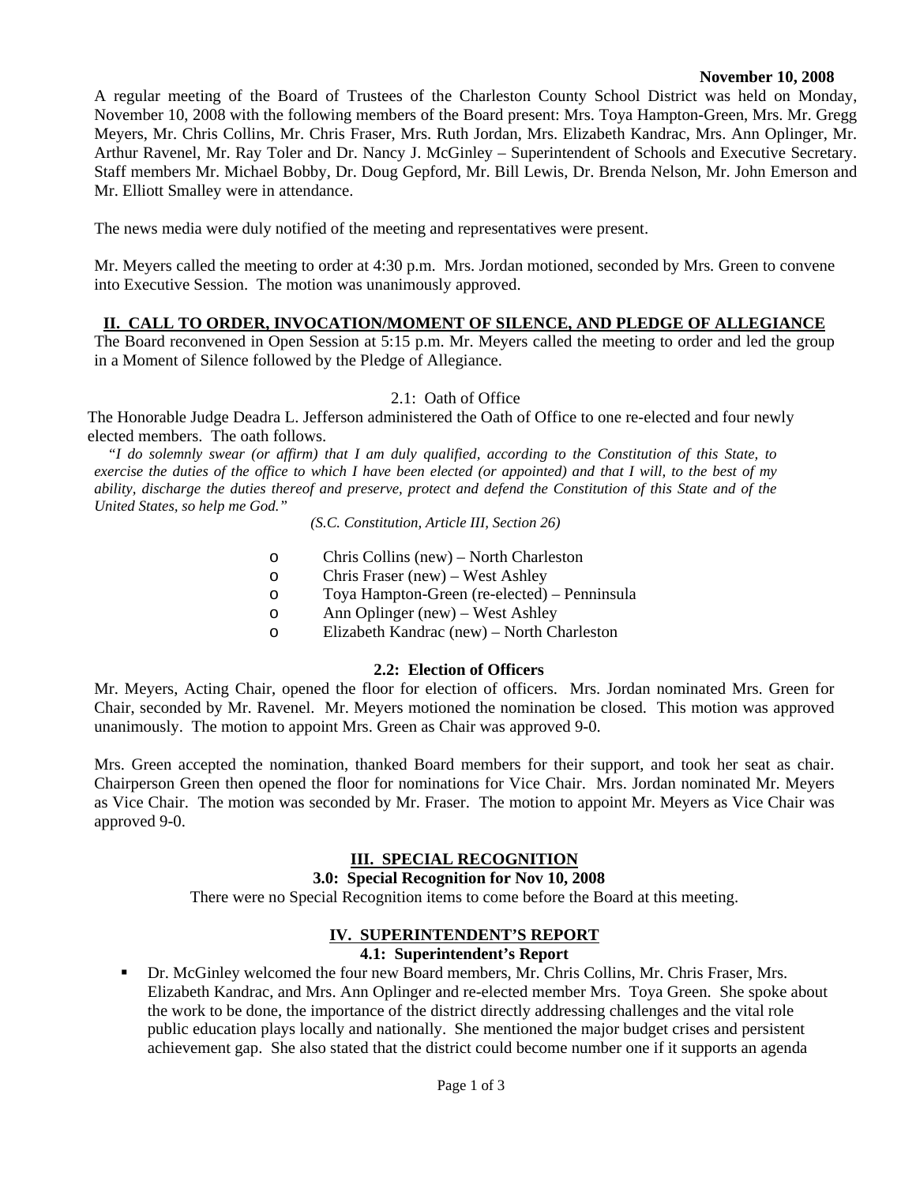**November 10, 2008**

A regular meeting of the Board of Trustees of the Charleston County School District was held on Monday, November 10, 2008 with the following members of the Board present: Mrs. Toya Hampton-Green, Mrs. Mr. Gregg Meyers, Mr. Chris Collins, Mr. Chris Fraser, Mrs. Ruth Jordan, Mrs. Elizabeth Kandrac, Mrs. Ann Oplinger, Mr. Arthur Ravenel, Mr. Ray Toler and Dr. Nancy J. McGinley – Superintendent of Schools and Executive Secretary. Staff members Mr. Michael Bobby, Dr. Doug Gepford, Mr. Bill Lewis, Dr. Brenda Nelson, Mr. John Emerson and Mr. Elliott Smalley were in attendance.

The news media were duly notified of the meeting and representatives were present.

Mr. Meyers called the meeting to order at 4:30 p.m. Mrs. Jordan motioned, seconded by Mrs. Green to convene into Executive Session. The motion was unanimously approved.

## II. CALL TO ORDER, INVOCATION/MOMENT OF SILENCE, AND PLEDGE OF ALLEGIANCE

The Board reconvened in Open Session at 5:15 p.m. Mr. Meyers called the meeting to order and led the group in a Moment of Silence followed by the Pledge of Allegiance.

2.1: Oath of Office

The Honorable Judge Deadra L. Jefferson administered the Oath of Office to one re-elected and four newly elected members. The oath follows.

*"I do solemnly swear (or affirm) that I am duly qualified, according to the Constitution of this State, to exercise the duties of the office to which I have been elected (or appointed) and that I will, to the best of my ability, discharge the duties thereof and preserve, protect and defend the Constitution of this State and of the United States, so help me God."*

*(S.C. Constitution, Article III, Section 26)*

- Chris Collins (new) – North Charleston
- Chris Fraser (new) – West Ashley
- Toya Hampton-Green (re-elected) – Penninsula
- Ann Oplinger (new) – West Ashley
- Elizabeth Kandrac (new) – North Charleston

### 2.2: Election of Officers

Mr. Meyers, Acting Chair, opened the floor for election of officers. Mrs. Jordan nominated Mrs. Green for Chair, seconded by Mr. Ravenel. Mr. Meyers motioned the nomination be closed. This motion was approved unanimously. The motion to appoint Mrs. Green as Chair was approved 9-0.

Mrs. Green accepted the nomination, thanked Board members for their support, and took her seat as chair. Chairperson Green then opened the floor for nominations for Vice Chair. Mrs. Jordan nominated Mr. Meyers as Vice Chair. The motion was seconded by Mr. Fraser. The motion to appoint Mr. Meyers as Vice Chair was approved 9-0.

## III. SPECIAL RECOGNITION

### 3.0: Special Recognition for Nov 10, 2008

There were no Special Recognition items to come before the Board at this meeting.

## IV. SUPERINTENDENT'S REPORT

### 4.1: Superintendent's Report

- Dr. McGinley welcomed the four new Board members, Mr. Chris Collins, Mr. Chris Fraser, Mrs. Elizabeth Kandrac, and Mrs. Ann Oplinger and re-elected member Mrs. Toya Green. She spoke about the work to be done, the importance of the district directly addressing challenges and the vital role public education plays locally and nationally. She mentioned the major budget crises and persistent achievement gap. She also stated that the district could become number one if it supports an agenda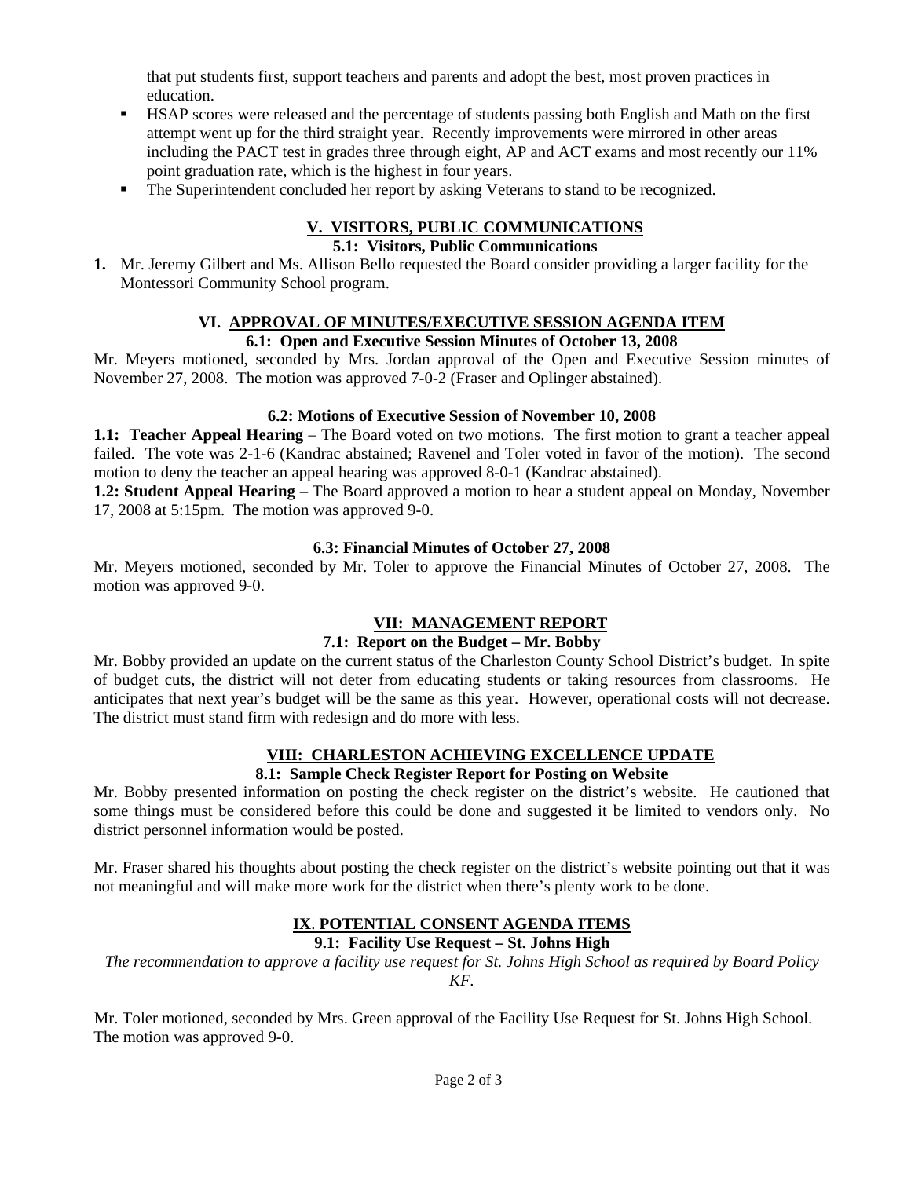that put students first, support teachers and parents and adopt the best, most proven practices in education.

- HSAP scores were released and the percentage of students passing both English and Math on the first attempt went up for the third straight year. Recently improvements were mirrored in other areas including the PACT test in grades three through eight, AP and ACT exams and most recently our 11% point graduation rate, which is the highest in four years.
- The Superintendent concluded her report by asking Veterans to stand to be recognized.

## V. VISITORS, PUBLIC COMMUNICATIONS

### 5.1: Visitors, Public Communications

1. Mr. Jeremy Gilbert and Ms. Allison Bello requested the Board consider providing a larger facility for the Montessori Community School program.

## VI. APPROVAL OF MINUTES/EXECUTIVE SESSION AGENDA ITEM

### 6.1: Open and Executive Session Minutes of October 13, 2008

Mr. Meyers motioned, seconded by Mrs. Jordan approval of the Open and Executive Session minutes of November 27, 2008. The motion was approved 7-0-2 (Fraser and Oplinger abstained).

### 6.2: Motions of Executive Session of November 10, 2008

**1.1: Teacher Appeal Hearing** – The Board voted on two motions. The first motion to grant a teacher appeal failed. The vote was 2-1-6 (Kandrac abstained; Ravenel and Toler voted in favor of the motion). The second motion to deny the teacher an appeal hearing was approved 8-0-1 (Kandrac abstained).

**1.2: Student Appeal Hearing** – The Board approved a motion to hear a student appeal on Monday, November 17, 2008 at 5:15pm. The motion was approved 9-0.

### 6.3: Financial Minutes of October 27, 2008

Mr. Meyers motioned, seconded by Mr. Toler to approve the Financial Minutes of October 27, 2008. The motion was approved 9-0.

## VII: MANAGEMENT REPORT

### 7.1: Report on the Budget – Mr. Bobby

Mr. Bobby provided an update on the current status of the Charleston County School District's budget. In spite of budget cuts, the district will not deter from educating students or taking resources from classrooms. He anticipates that next year's budget will be the same as this year. However, operational costs will not decrease. The district must stand firm with redesign and do more with less.

## VIII: CHARLESTON ACHIEVING EXCELLENCE UPDATE

### 8.1: Sample Check Register Report for Posting on Website

Mr. Bobby presented information on posting the check register on the district's website. He cautioned that some things must be considered before this could be done and suggested it be limited to vendors only. No district personnel information would be posted.

Mr. Fraser shared his thoughts about posting the check register on the district's website pointing out that it was not meaningful and will make more work for the district when there's plenty work to be done.

## IX. POTENTIAL CONSENT AGENDA ITEMS

### 9.1: Facility Use Request – St. Johns High

*The recommendation to approve a facility use request for St. Johns High School as required by Board Policy KF.*

Mr. Toler motioned, seconded by Mrs. Green approval of the Facility Use Request for St. Johns High School. The motion was approved 9-0.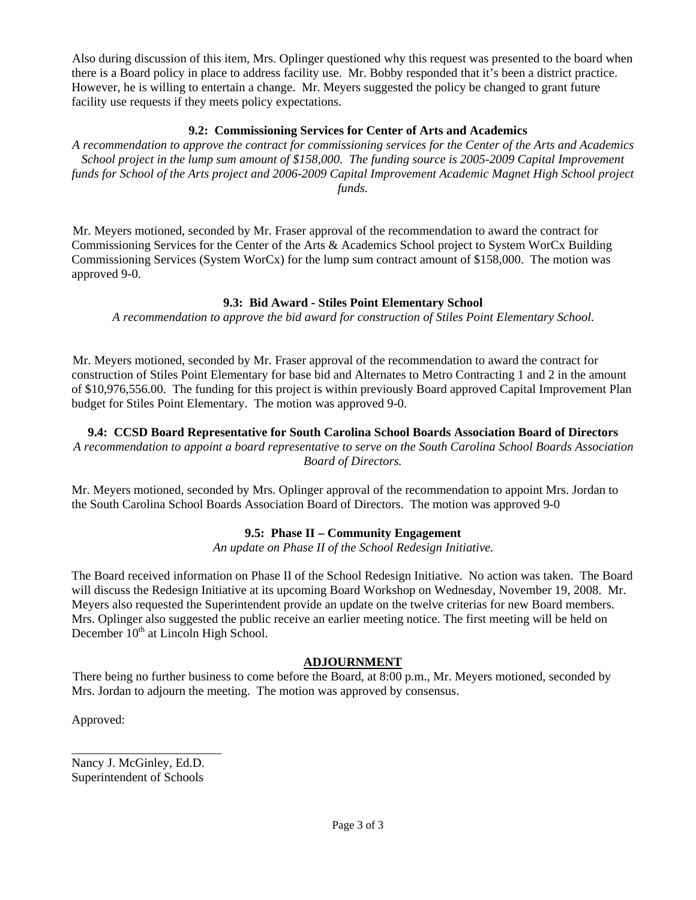Also during discussion of this item, Mrs. Oplinger questioned why this request was presented to the board when there is a Board policy in place to address facility use. Mr. Bobby responded that it's been a district practice. However, he is willing to entertain a change. Mr. Meyers suggested the policy be changed to grant future facility use requests if they meets policy expectations.

**9.2: Commissioning Services for Center of Arts and Academics**

*A recommendation to approve the contract for commissioning services for the Center of the Arts and Academics School project in the lump sum amount of $158,000. The funding source is 2005-2009 Capital Improvement funds for School of the Arts project and 2006-2009 Capital Improvement Academic Magnet High School project funds.*

Mr. Meyers motioned, seconded by Mr. Fraser approval of the recommendation to award the contract for Commissioning Services for the Center of the Arts & Academics School project to System WorCx Building Commissioning Services (System WorCx) for the lump sum contract amount of $158,000. The motion was approved 9-0.

**9.3: Bid Award - Stiles Point Elementary School**

*A recommendation to approve the bid award for construction of Stiles Point Elementary School.*

Mr. Meyers motioned, seconded by Mr. Fraser approval of the recommendation to award the contract for construction of Stiles Point Elementary for base bid and Alternates to Metro Contracting 1 and 2 in the amount of $10,976,556.00. The funding for this project is within previously Board approved Capital Improvement Plan budget for Stiles Point Elementary. The motion was approved 9-0.

**9.4: CCSD Board Representative for South Carolina School Boards Association Board of Directors**

*A recommendation to appoint a board representative to serve on the South Carolina School Boards Association Board of Directors.*

Mr. Meyers motioned, seconded by Mrs. Oplinger approval of the recommendation to appoint Mrs. Jordan to the South Carolina School Boards Association Board of Directors. The motion was approved 9-0

**9.5: Phase II – Community Engagement**

*An update on Phase II of the School Redesign Initiative.*

The Board received information on Phase II of the School Redesign Initiative. No action was taken. The Board will discuss the Redesign Initiative at its upcoming Board Workshop on Wednesday, November 19, 2008. Mr. Meyers also requested the Superintendent provide an update on the twelve criterias for new Board members. Mrs. Oplinger also suggested the public receive an earlier meeting notice. The first meeting will be held on December 10th at Lincoln High School.

**ADJOURNMENT**

There being no further business to come before the Board, at 8:00 p.m., Mr. Meyers motioned, seconded by Mrs. Jordan to adjourn the meeting. The motion was approved by consensus.

Approved:

________________________

Nancy J. McGinley, Ed.D.
Superintendent of Schools